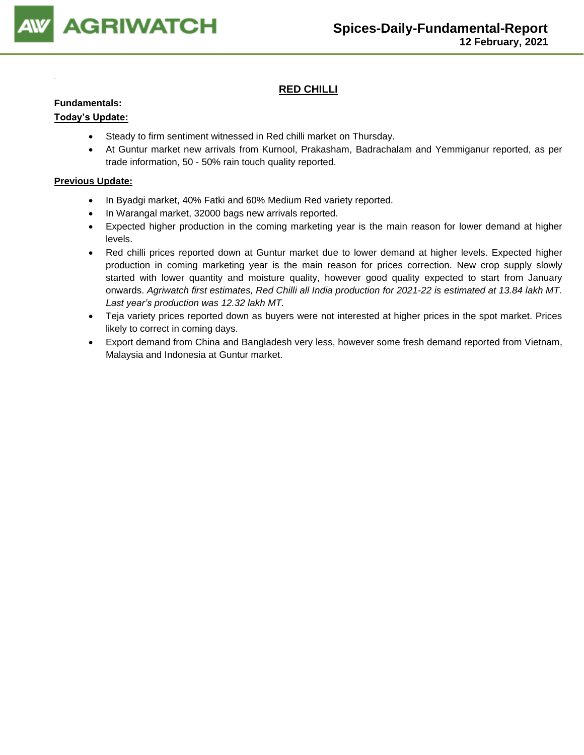## RED CHILLI

**Fundamentals:**

**Today's Update:**

- Steady to firm sentiment witnessed in Red chilli market on Thursday.
- At Guntur market new arrivals from Kurnool, Prakasham, Badrachalam and Yemmiganur reported, as per trade information, 50 - 50% rain touch quality reported.

**Previous Update:**

- In Byadgi market, 40% Fatki and 60% Medium Red variety reported.
- In Warangal market, 32000 bags new arrivals reported.
- Expected higher production in the coming marketing year is the main reason for lower demand at higher levels.
- Red chilli prices reported down at Guntur market due to lower demand at higher levels. Expected higher production in coming marketing year is the main reason for prices correction. New crop supply slowly started with lower quantity and moisture quality, however good quality expected to start from January onwards. *Agriwatch first estimates, Red Chilli all India production for 2021-22 is estimated at 13.84 lakh MT. Last year's production was 12.32 lakh MT.*
- Teja variety prices reported down as buyers were not interested at higher prices in the spot market. Prices likely to correct in coming days.
- Export demand from China and Bangladesh very less, however some fresh demand reported from Vietnam, Malaysia and Indonesia at Guntur market.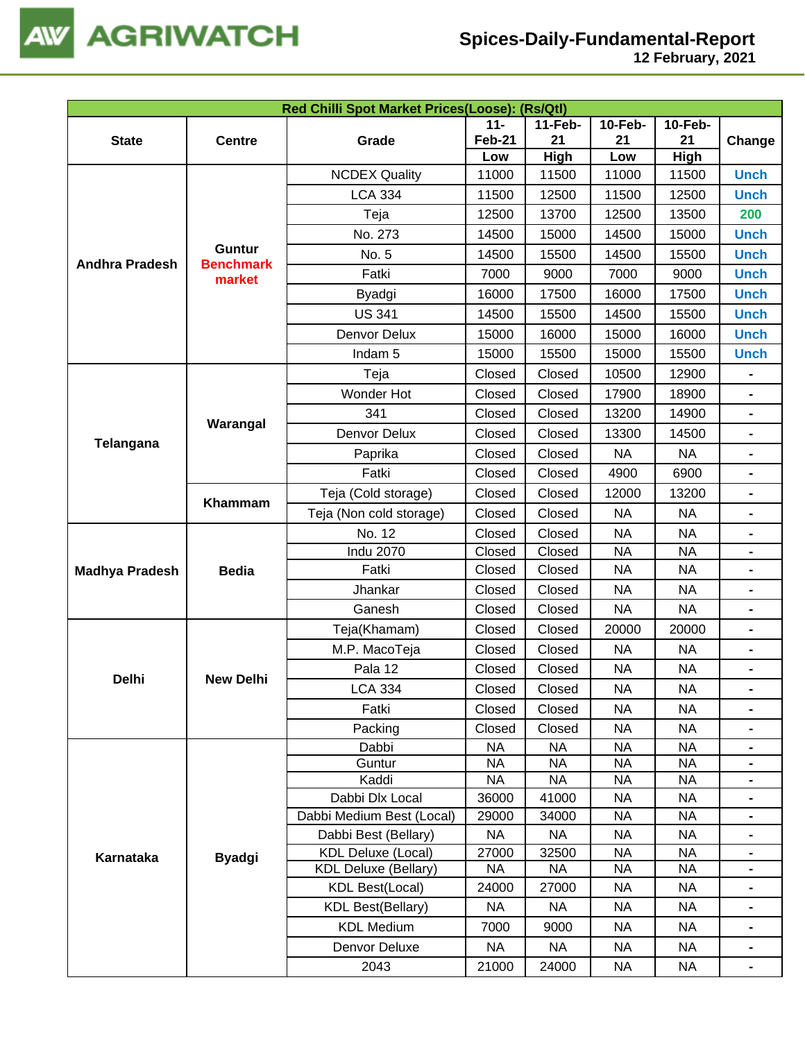| Red Chilli Spot Market Prices(Loose): (Rs/Qtl) | | | | | | | |
|---|---|---|---|---|---|---|---|
| State | Centre | Grade | 11-Feb-21 Low | 11-Feb-21 High | 10-Feb-21 Low | 10-Feb-21 High | Change |
| Andhra Pradesh | Guntur Benchmark market | NCDEX Quality | 11000 | 11500 | 11000 | 11500 | Unch |
| | | LCA 334 | 11500 | 12500 | 11500 | 12500 | Unch |
| | | Teja | 12500 | 13700 | 12500 | 13500 | 200 |
| | | No. 273 | 14500 | 15000 | 14500 | 15000 | Unch |
| | | No. 5 | 14500 | 15500 | 14500 | 15500 | Unch |
| | | Fatki | 7000 | 9000 | 7000 | 9000 | Unch |
| | | Byadgi | 16000 | 17500 | 16000 | 17500 | Unch |
| | | US 341 | 14500 | 15500 | 14500 | 15500 | Unch |
| | | Denvor Delux | 15000 | 16000 | 15000 | 16000 | Unch |
| | | Indam 5 | 15000 | 15500 | 15000 | 15500 | Unch |
| Telangana | Warangal | Teja | Closed | Closed | 10500 | 12900 | - |
| | | Wonder Hot | Closed | Closed | 17900 | 18900 | - |
| | | 341 | Closed | Closed | 13200 | 14900 | - |
| | | Denvor Delux | Closed | Closed | 13300 | 14500 | - |
| | | Paprika | Closed | Closed | NA | NA | - |
| | | Fatki | Closed | Closed | 4900 | 6900 | - |
| | Khammam | Teja (Cold storage) | Closed | Closed | 12000 | 13200 | - |
| | | Teja (Non cold storage) | Closed | Closed | NA | NA | - |
| Madhya Pradesh | Bedia | No. 12 | Closed | Closed | NA | NA | - |
| | | Indu 2070 | Closed | Closed | NA | NA | - |
| | | Fatki | Closed | Closed | NA | NA | - |
| | | Jhankar | Closed | Closed | NA | NA | - |
| | | Ganesh | Closed | Closed | NA | NA | - |
| Delhi | New Delhi | Teja(Khamam) | Closed | Closed | 20000 | 20000 | - |
| | | M.P. MacoTeja | Closed | Closed | NA | NA | - |
| | | Pala 12 | Closed | Closed | NA | NA | - |
| | | LCA 334 | Closed | Closed | NA | NA | - |
| | | Fatki | Closed | Closed | NA | NA | - |
| | | Packing | Closed | Closed | NA | NA | - |
| Karnataka | Byadgi | Dabbi | NA | NA | NA | NA | - |
| | | Guntur | NA | NA | NA | NA | - |
| | | Kaddi | NA | NA | NA | NA | - |
| | | Dabbi Dlx Local | 36000 | 41000 | NA | NA | - |
| | | Dabbi Medium Best (Local) | 29000 | 34000 | NA | NA | - |
| | | Dabbi Best (Bellary) | NA | NA | NA | NA | - |
| | | KDL Deluxe (Local) | 27000 | 32500 | NA | NA | - |
| | | KDL Deluxe (Bellary) | NA | NA | NA | NA | - |
| | | KDL Best(Local) | 24000 | 27000 | NA | NA | - |
| | | KDL Best(Bellary) | NA | NA | NA | NA | - |
| | | KDL Medium | 7000 | 9000 | NA | NA | - |
| | | Denvor Deluxe | NA | NA | NA | NA | - |
| | | 2043 | 21000 | 24000 | NA | NA | - |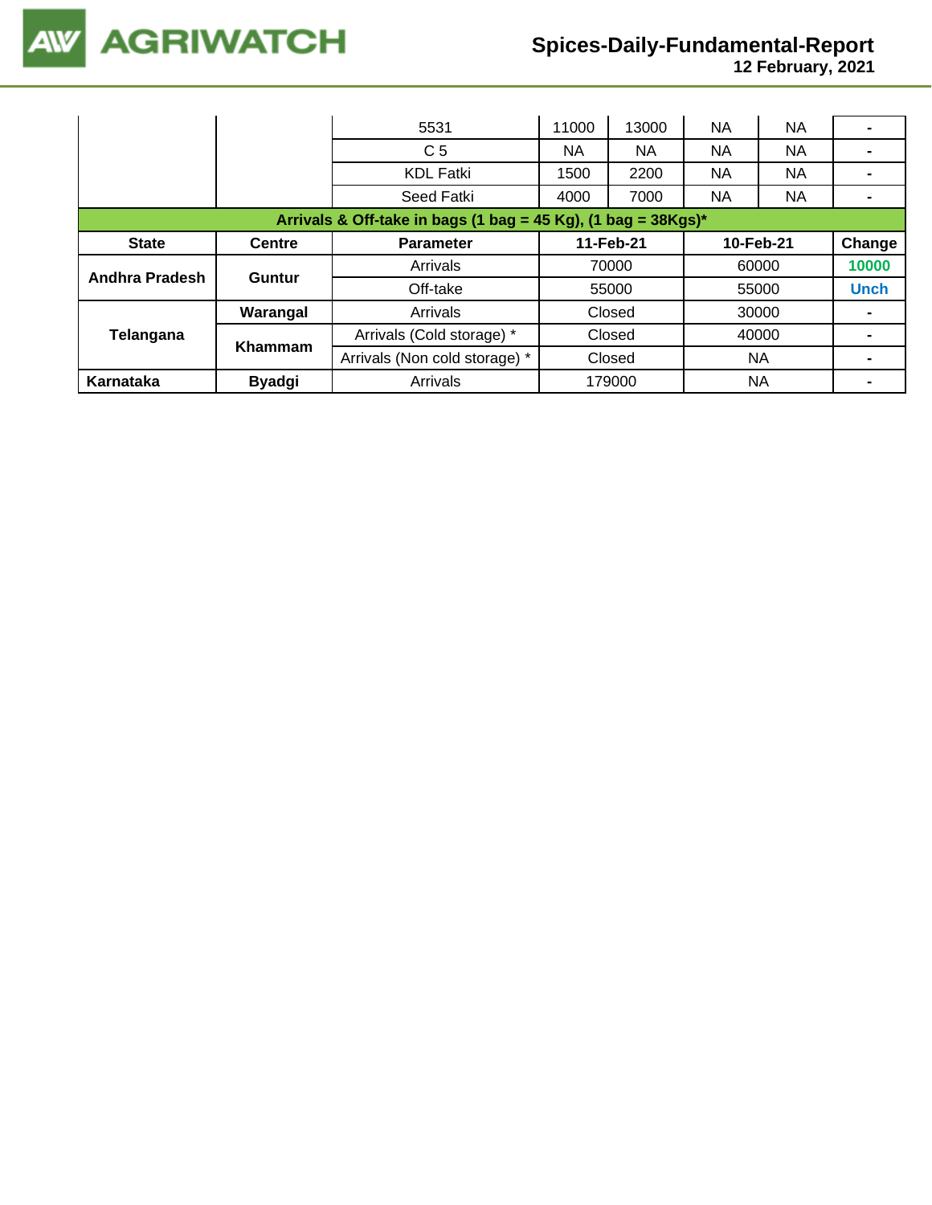| | | 5531 | 11000 | 13000 | NA | NA | - |
|---|---|---|---|---|---|---|---|
| | | C 5 | NA | NA | NA | NA | - |
| | | KDL Fatki | 1500 | 2200 | NA | NA | - |
| | | Seed Fatki | 4000 | 7000 | NA | NA | - |

**Arrivals & Off-take in bags (1 bag = 45 Kg), (1 bag = 38Kgs)***

| State | Centre | Parameter | 11-Feb-21 | 10-Feb-21 | Change |
|---|---|---|---|---|---|
| Andhra Pradesh | Guntur | Arrivals | 70000 | 60000 | 10000 |
| | | Off-take | 55000 | 55000 | Unch |
| Telangana | Warangal | Arrivals | Closed | 30000 | - |
| | Khammam | Arrivals (Cold storage) * | Closed | 40000 | - |
| | | Arrivals (Non cold storage) * | Closed | NA | - |
| Karnataka | Byadgi | Arrivals | 179000 | NA | - |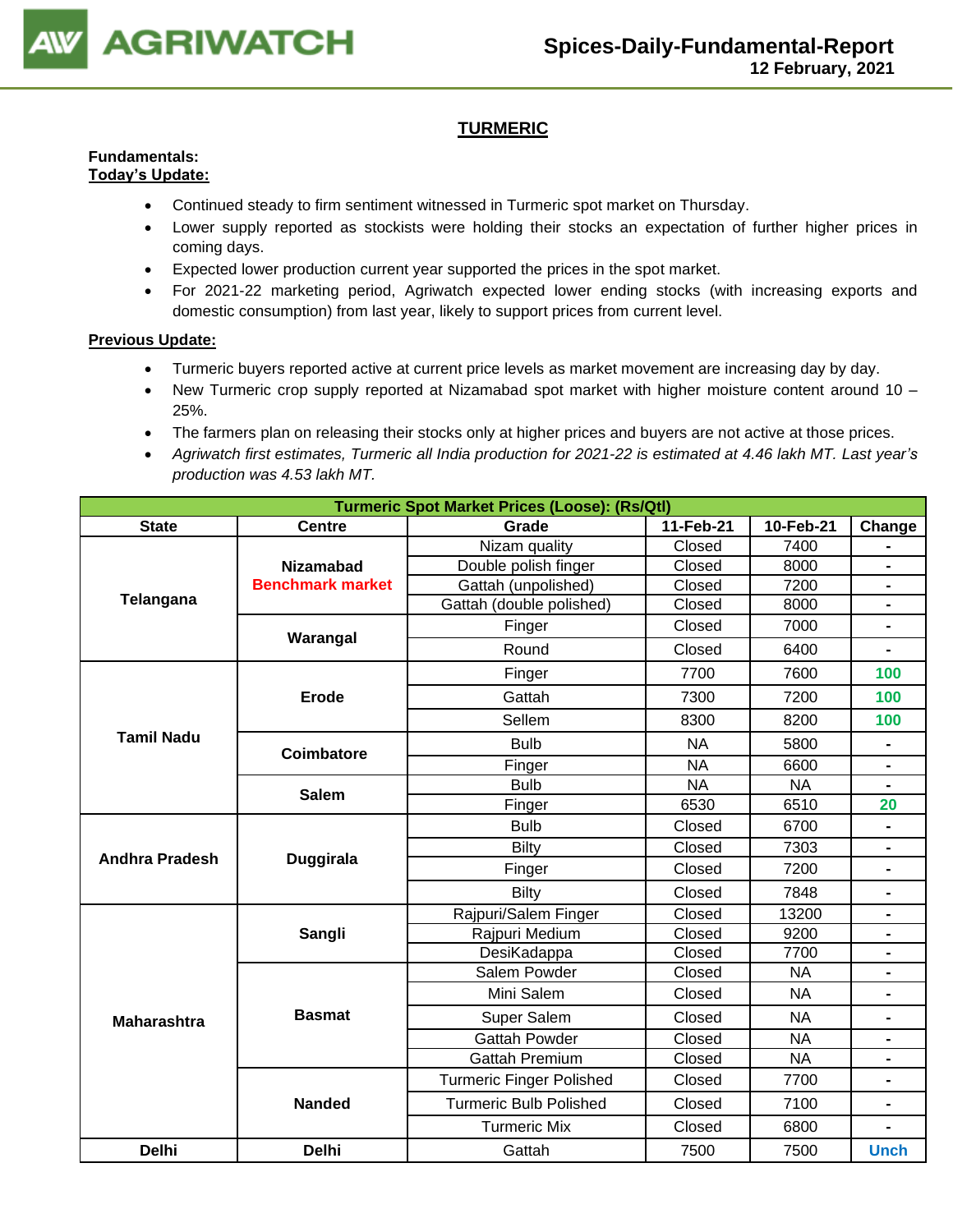# TURMERIC

**Fundamentals:**
**Today's Update:**

- Continued steady to firm sentiment witnessed in Turmeric spot market on Thursday.
- Lower supply reported as stockists were holding their stocks an expectation of further higher prices in coming days.
- Expected lower production current year supported the prices in the spot market.
- For 2021-22 marketing period, Agriwatch expected lower ending stocks (with increasing exports and domestic consumption) from last year, likely to support prices from current level.

**Previous Update:**

- Turmeric buyers reported active at current price levels as market movement are increasing day by day.
- New Turmeric crop supply reported at Nizamabad spot market with higher moisture content around 10 – 25%.
- The farmers plan on releasing their stocks only at higher prices and buyers are not active at those prices.
- *Agriwatch first estimates, Turmeric all India production for 2021-22 is estimated at 4.46 lakh MT. Last year's production was 4.53 lakh MT.*

| Turmeric Spot Market Prices (Loose): (Rs/Qtl) | | | | | |
|---|---|---|---|---|---|
| **State** | **Centre** | **Grade** | **11-Feb-21** | **10-Feb-21** | **Change** |
| Telangana | Nizamabad Benchmark market | Nizam quality | Closed | 7400 | - |
| | | Double polish finger | Closed | 8000 | - |
| | | Gattah (unpolished) | Closed | 7200 | - |
| | | Gattah (double polished) | Closed | 8000 | - |
| | Warangal | Finger | Closed | 7000 | - |
| | | Round | Closed | 6400 | - |
| Tamil Nadu | Erode | Finger | 7700 | 7600 | 100 |
| | | Gattah | 7300 | 7200 | 100 |
| | | Sellem | 8300 | 8200 | 100 |
| | Coimbatore | Bulb | NA | 5800 | - |
| | | Finger | NA | 6600 | - |
| | Salem | Bulb | NA | NA | - |
| | | Finger | 6530 | 6510 | 20 |
| Andhra Pradesh | Duggirala | Bulb | Closed | 6700 | - |
| | | Bilty | Closed | 7303 | - |
| | | Finger | Closed | 7200 | - |
| | | Bilty | Closed | 7848 | - |
| Maharashtra | Sangli | Rajpuri/Salem Finger | Closed | 13200 | - |
| | | Rajpuri Medium | Closed | 9200 | - |
| | | DesiKadappa | Closed | 7700 | - |
| | Basmat | Salem Powder | Closed | NA | - |
| | | Mini Salem | Closed | NA | - |
| | | Super Salem | Closed | NA | - |
| | | Gattah Powder | Closed | NA | - |
| | | Gattah Premium | Closed | NA | - |
| | Nanded | Turmeric Finger Polished | Closed | 7700 | - |
| | | Turmeric Bulb Polished | Closed | 7100 | - |
| | | Turmeric Mix | Closed | 6800 | - |
| Delhi | Delhi | Gattah | 7500 | 7500 | Unch |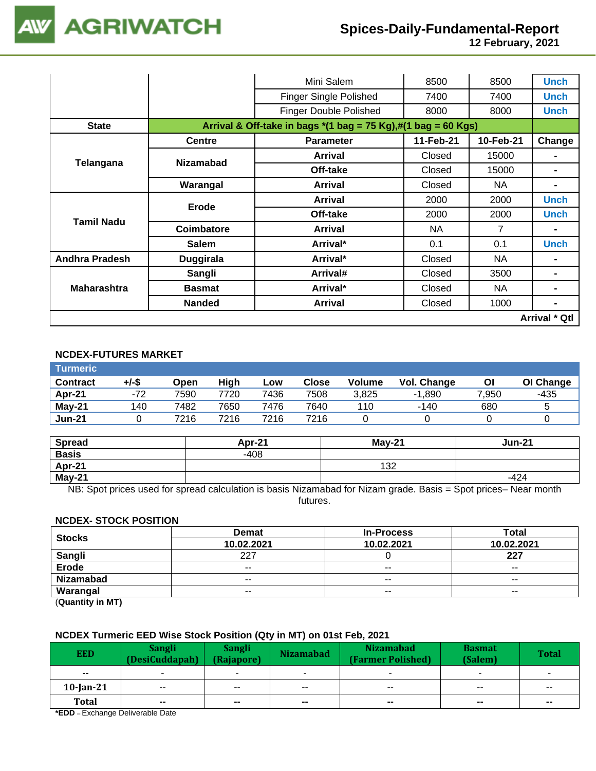| | | Variety | | | |
|---|---|---|---|---|---|
| | | Mini Salem | 8500 | 8500 | Unch |
| | | Finger Single Polished | 7400 | 7400 | Unch |
| | | Finger Double Polished | 8000 | 8000 | Unch |

| State | Arrival & Off-take in bags *(1 bag = 75 Kg),#(1 bag = 60 Kgs) | | | | |
|---|---|---|---|---|---|
| | Centre | Parameter | 11-Feb-21 | 10-Feb-21 | Change |
| Telangana | Nizamabad | Arrival | Closed | 15000 | - |
| | | Off-take | Closed | 15000 | - |
| | Warangal | Arrival | Closed | NA | - |
| Tamil Nadu | Erode | Arrival | 2000 | 2000 | Unch |
| | | Off-take | 2000 | 2000 | Unch |
| | Coimbatore | Arrival | NA | 7 | - |
| | Salem | Arrival* | 0.1 | 0.1 | Unch |
| Andhra Pradesh | Duggirala | Arrival* | Closed | NA | - |
| Maharashtra | Sangli | Arrival# | Closed | 3500 | - |
| | Basmat | Arrival* | Closed | NA | - |
| | Nanded | Arrival | Closed | 1000 | - |

Arrival * Qtl

## NCDEX-FUTURES MARKET

**Turmeric**

| Contract | +/-$ | Open | High | Low | Close | Volume | Vol. Change | OI | OI Change |
|---|---|---|---|---|---|---|---|---|---|
| Apr-21 | -72 | 7590 | 7720 | 7436 | 7508 | 3,825 | -1,890 | 7,950 | -435 |
| May-21 | 140 | 7482 | 7650 | 7476 | 7640 | 110 | -140 | 680 | 5 |
| Jun-21 | 0 | 7216 | 7216 | 7216 | 7216 | 0 | 0 | 0 | 0 |

| Spread | Apr-21 | May-21 | Jun-21 |
|---|---|---|---|
| Basis | -408 | | |
| Apr-21 | | 132 | |
| May-21 | | | -424 |

NB: Spot prices used for spread calculation is basis Nizamabad for Nizam grade. Basis = Spot prices– Near month futures.

## NCDEX- STOCK POSITION

| Stocks | Demat | In-Process | Total |
|---|---|---|---|
| | 10.02.2021 | 10.02.2021 | 10.02.2021 |
| Sangli | 227 | 0 | 227 |
| Erode | -- | -- | -- |
| Nizamabad | -- | -- | -- |
| Warangal | -- | -- | -- |

(Quantity in MT)

## NCDEX Turmeric EED Wise Stock Position (Qty in MT) on 01st Feb, 2021

| EED | Sangli (DesiCuddapah) | Sangli (Rajapore) | Nizamabad | Nizamabad (Farmer Polished) | Basmat (Salem) | Total |
|---|---|---|---|---|---|---|
| -- | - | - | - | - | - | - |
| 10-Jan-21 | -- | -- | -- | -- | -- | -- |
| Total | -- | -- | -- | -- | -- | -- |

*EDD – Exchange Deliverable Date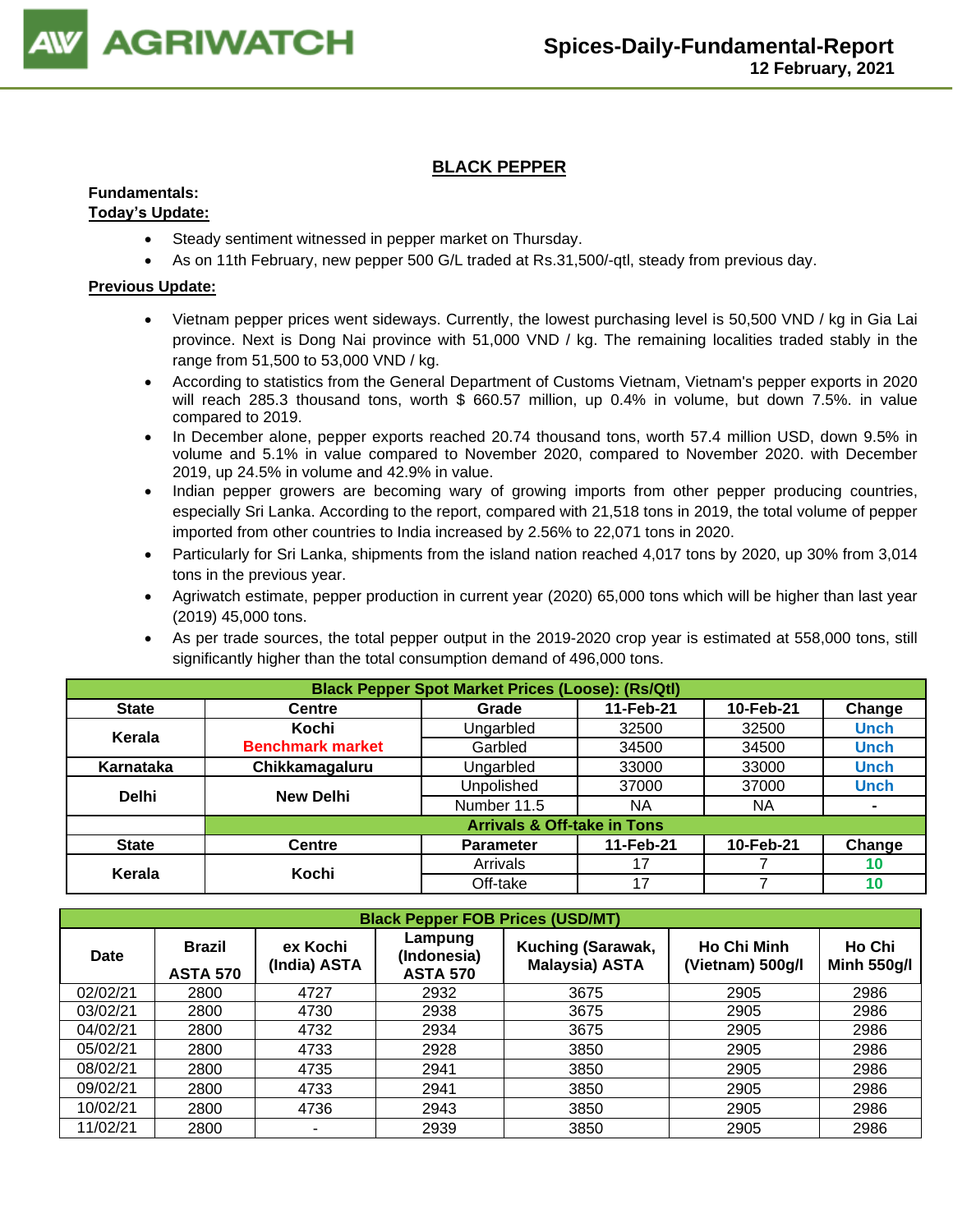## BLACK PEPPER

**Fundamentals:**

**Today's Update:**

- Steady sentiment witnessed in pepper market on Thursday.
- As on 11th February, new pepper 500 G/L traded at Rs.31,500/-qtl, steady from previous day.

**Previous Update:**

- Vietnam pepper prices went sideways. Currently, the lowest purchasing level is 50,500 VND / kg in Gia Lai province. Next is Dong Nai province with 51,000 VND / kg. The remaining localities traded stably in the range from 51,500 to 53,000 VND / kg.
- According to statistics from the General Department of Customs Vietnam, Vietnam's pepper exports in 2020 will reach 285.3 thousand tons, worth $ 660.57 million, up 0.4% in volume, but down 7.5%. in value compared to 2019.
- In December alone, pepper exports reached 20.74 thousand tons, worth 57.4 million USD, down 9.5% in volume and 5.1% in value compared to November 2020, compared to November 2020. with December 2019, up 24.5% in volume and 42.9% in value.
- Indian pepper growers are becoming wary of growing imports from other pepper producing countries, especially Sri Lanka. According to the report, compared with 21,518 tons in 2019, the total volume of pepper imported from other countries to India increased by 2.56% to 22,071 tons in 2020.
- Particularly for Sri Lanka, shipments from the island nation reached 4,017 tons by 2020, up 30% from 3,014 tons in the previous year.
- Agriwatch estimate, pepper production in current year (2020) 65,000 tons which will be higher than last year (2019) 45,000 tons.
- As per trade sources, the total pepper output in the 2019-2020 crop year is estimated at 558,000 tons, still significantly higher than the total consumption demand of 496,000 tons.

| Black Pepper Spot Market Prices (Loose): (Rs/Qtl) | | | | | |
|---|---|---|---|---|---|
| State | Centre | Grade | 11-Feb-21 | 10-Feb-21 | Change |
| Kerala | Kochi Benchmark market | Ungarbled | 32500 | 32500 | Unch |
| | | Garbled | 34500 | 34500 | Unch |
| Karnataka | Chikkamagaluru | Ungarbled | 33000 | 33000 | Unch |
| Delhi | New Delhi | Unpolished | 37000 | 37000 | Unch |
| | | Number 11.5 | NA | NA | - |
| | Arrivals & Off-take in Tons | | | | |
| State | Centre | Parameter | 11-Feb-21 | 10-Feb-21 | Change |
| Kerala | Kochi | Arrivals | 17 | 7 | 10 |
| | | Off-take | 17 | 7 | 10 |

| Black Pepper FOB Prices (USD/MT) | | | | | | |
|---|---|---|---|---|---|---|
| Date | Brazil ASTA 570 | ex Kochi (India) ASTA | Lampung (Indonesia) ASTA 570 | Kuching (Sarawak, Malaysia) ASTA | Ho Chi Minh (Vietnam) 500g/l | Ho Chi Minh 550g/l |
| 02/02/21 | 2800 | 4727 | 2932 | 3675 | 2905 | 2986 |
| 03/02/21 | 2800 | 4730 | 2938 | 3675 | 2905 | 2986 |
| 04/02/21 | 2800 | 4732 | 2934 | 3675 | 2905 | 2986 |
| 05/02/21 | 2800 | 4733 | 2928 | 3850 | 2905 | 2986 |
| 08/02/21 | 2800 | 4735 | 2941 | 3850 | 2905 | 2986 |
| 09/02/21 | 2800 | 4733 | 2941 | 3850 | 2905 | 2986 |
| 10/02/21 | 2800 | 4736 | 2943 | 3850 | 2905 | 2986 |
| 11/02/21 | 2800 | - | 2939 | 3850 | 2905 | 2986 |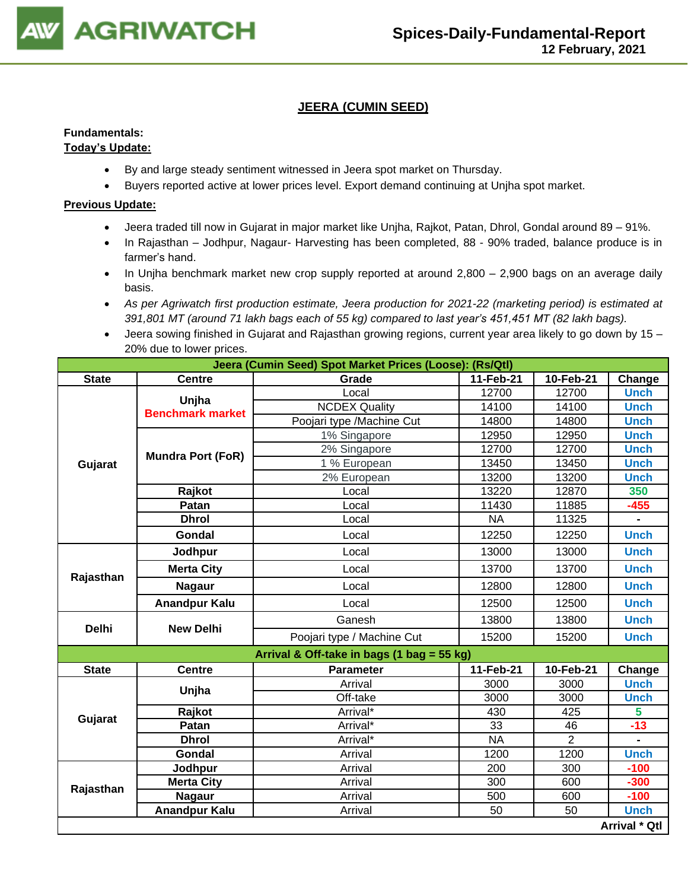## JEERA (CUMIN SEED)

**Fundamentals:**

**Today's Update:**

- By and large steady sentiment witnessed in Jeera spot market on Thursday.
- Buyers reported active at lower prices level. Export demand continuing at Unjha spot market.

**Previous Update:**

- Jeera traded till now in Gujarat in major market like Unjha, Rajkot, Patan, Dhrol, Gondal around 89 – 91%.
- In Rajasthan – Jodhpur, Nagaur- Harvesting has been completed, 88 - 90% traded, balance produce is in farmer's hand.
- In Unjha benchmark market new crop supply reported at around 2,800 – 2,900 bags on an average daily basis.
- *As per Agriwatch first production estimate, Jeera production for 2021-22 (marketing period) is estimated at 391,801 MT (around 71 lakh bags each of 55 kg) compared to last year's 451,451 MT (82 lakh bags).*
- Jeera sowing finished in Gujarat and Rajasthan growing regions, current year area likely to go down by 15 – 20% due to lower prices.

| Jeera (Cumin Seed) Spot Market Prices (Loose): (Rs/Qtl) | | | | | |
|---|---|---|---|---|---|
| **State** | **Centre** | **Grade** | **11-Feb-21** | **10-Feb-21** | **Change** |
| Gujarat | Unjha Benchmark market | Local | 12700 | 12700 | Unch |
| | | NCDEX Quality | 14100 | 14100 | Unch |
| | | Poojari type /Machine Cut | 14800 | 14800 | Unch |
| | Mundra Port (FoR) | 1% Singapore | 12950 | 12950 | Unch |
| | | 2% Singapore | 12700 | 12700 | Unch |
| | | 1 % European | 13450 | 13450 | Unch |
| | | 2% European | 13200 | 13200 | Unch |
| | Rajkot | Local | 13220 | 12870 | 350 |
| | Patan | Local | 11430 | 11885 | -455 |
| | Dhrol | Local | NA | 11325 | - |
| | Gondal | Local | 12250 | 12250 | Unch |
| Rajasthan | Jodhpur | Local | 13000 | 13000 | Unch |
| | Merta City | Local | 13700 | 13700 | Unch |
| | Nagaur | Local | 12800 | 12800 | Unch |
| | Anandpur Kalu | Local | 12500 | 12500 | Unch |
| Delhi | New Delhi | Ganesh | 13800 | 13800 | Unch |
| | | Poojari type / Machine Cut | 15200 | 15200 | Unch |
| **Arrival & Off-take in bags (1 bag = 55 kg)** | | | | | |
| **State** | **Centre** | **Parameter** | **11-Feb-21** | **10-Feb-21** | **Change** |
| Gujarat | Unjha | Arrival | 3000 | 3000 | Unch |
| | | Off-take | 3000 | 3000 | Unch |
| | Rajkot | Arrival* | 430 | 425 | 5 |
| | Patan | Arrival* | 33 | 46 | -13 |
| | Dhrol | Arrival* | NA | 2 | - |
| | Gondal | Arrival | 1200 | 1200 | Unch |
| Rajasthan | Jodhpur | Arrival | 200 | 300 | -100 |
| | Merta City | Arrival | 300 | 600 | -300 |
| | Nagaur | Arrival | 500 | 600 | -100 |
| | Anandpur Kalu | Arrival | 50 | 50 | Unch |
| | | | | | **Arrival * Qtl** |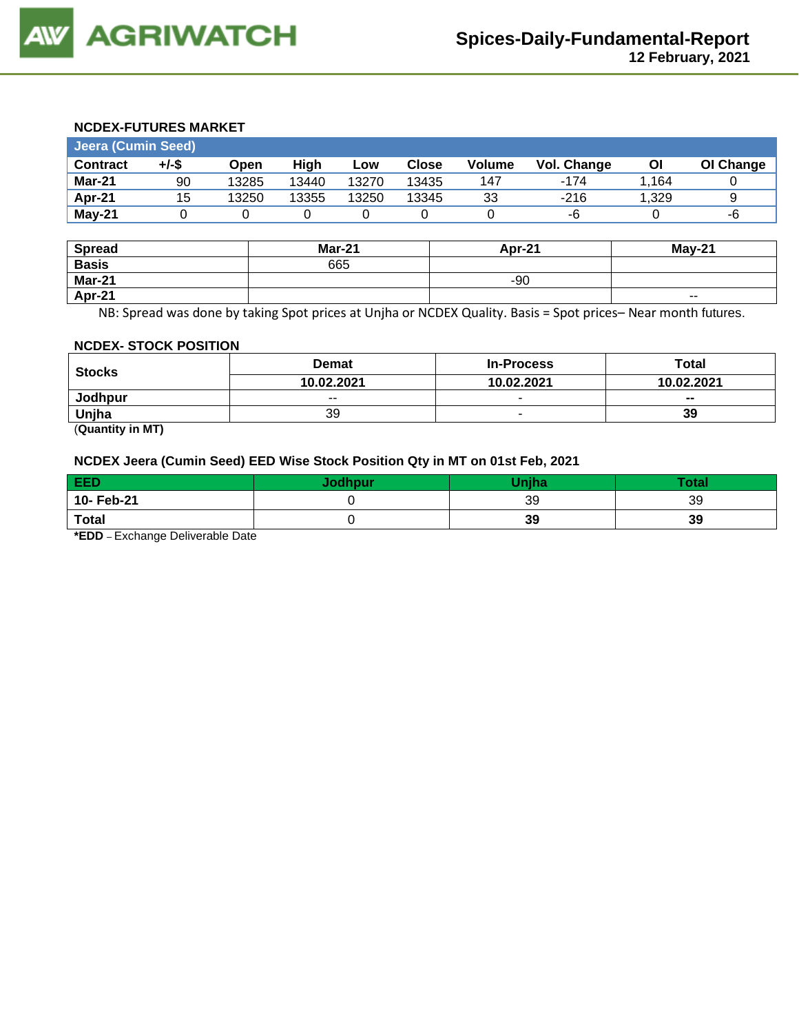## NCDEX-FUTURES MARKET

| Jeera (Cumin Seed) | | | | | | | | | |
|---|---|---|---|---|---|---|---|---|---|
| **Contract** | **+/-$** | **Open** | **High** | **Low** | **Close** | **Volume** | **Vol. Change** | **OI** | **OI Change** |
| **Mar-21** | 90 | 13285 | 13440 | 13270 | 13435 | 147 | -174 | 1,164 | 0 |
| **Apr-21** | 15 | 13250 | 13355 | 13250 | 13345 | 33 | -216 | 1,329 | 9 |
| **May-21** | 0 | 0 | 0 | 0 | 0 | 0 | -6 | 0 | -6 |

| Spread | Mar-21 | Apr-21 | May-21 |
|---|---|---|---|
| **Basis** | 665 | | |
| **Mar-21** | | -90 | |
| **Apr-21** | | | -- |

NB: Spread was done by taking Spot prices at Unjha or NCDEX Quality. Basis = Spot prices– Near month futures.

## NCDEX- STOCK POSITION

| Stocks | Demat | In-Process | Total |
|---|---|---|---|
| | **10.02.2021** | **10.02.2021** | **10.02.2021** |
| **Jodhpur** | -- | - | **--** |
| **Unjha** | 39 | - | **39** |

(**Quantity in MT)**

## NCDEX Jeera (Cumin Seed) EED Wise Stock Position Qty in MT on 01st Feb, 2021

| EED | Jodhpur | Unjha | Total |
|---|---|---|---|
| **10- Feb-21** | 0 | 39 | 39 |
| **Total** | 0 | **39** | **39** |

***EDD** – Exchange Deliverable Date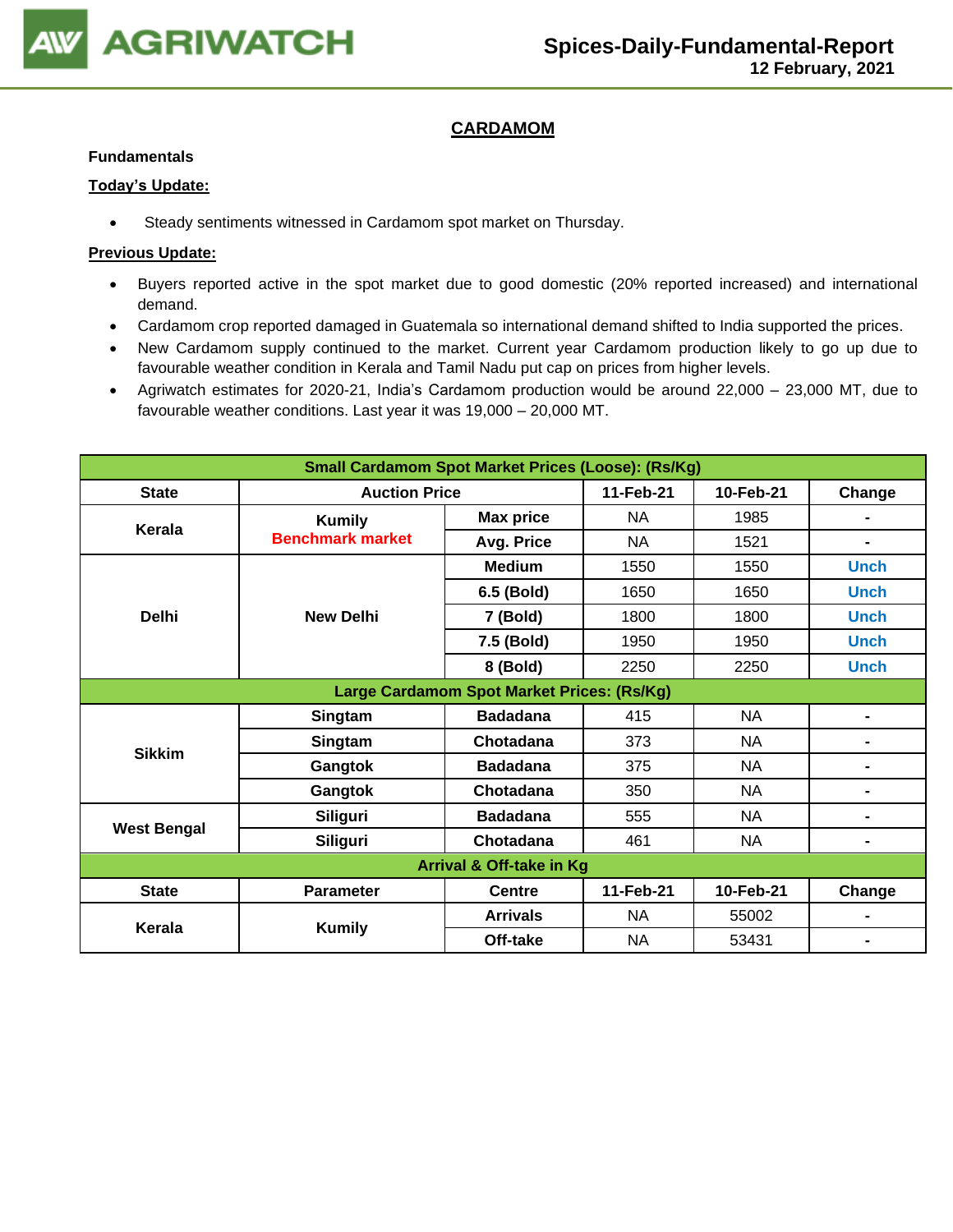## CARDAMOM

**Fundamentals**

**Today's Update:**

- Steady sentiments witnessed in Cardamom spot market on Thursday.

**Previous Update:**

- Buyers reported active in the spot market due to good domestic (20% reported increased) and international demand.
- Cardamom crop reported damaged in Guatemala so international demand shifted to India supported the prices.
- New Cardamom supply continued to the market. Current year Cardamom production likely to go up due to favourable weather condition in Kerala and Tamil Nadu put cap on prices from higher levels.
- Agriwatch estimates for 2020-21, India's Cardamom production would be around 22,000 – 23,000 MT, due to favourable weather conditions. Last year it was 19,000 – 20,000 MT.

| Small Cardamom Spot Market Prices (Loose): (Rs/Kg) | | | | | |
|---|---|---|---|---|---|
| **State** | **Auction Price** | | **11-Feb-21** | **10-Feb-21** | **Change** |
| **Kerala** | **Kumily** **Benchmark market** | **Max price** | NA | 1985 | - |
| | | **Avg. Price** | NA | 1521 | - |
| **Delhi** | **New Delhi** | **Medium** | 1550 | 1550 | Unch |
| | | **6.5 (Bold)** | 1650 | 1650 | Unch |
| | | **7 (Bold)** | 1800 | 1800 | Unch |
| | | **7.5 (Bold)** | 1950 | 1950 | Unch |
| | | **8 (Bold)** | 2250 | 2250 | Unch |
| **Large Cardamom Spot Market Prices: (Rs/Kg)** | | | | | |
| **Sikkim** | **Singtam** | **Badadana** | 415 | NA | - |
| | **Singtam** | **Chotadana** | 373 | NA | - |
| | **Gangtok** | **Badadana** | 375 | NA | - |
| | **Gangtok** | **Chotadana** | 350 | NA | - |
| **West Bengal** | **Siliguri** | **Badadana** | 555 | NA | - |
| | **Siliguri** | **Chotadana** | 461 | NA | - |
| **Arrival & Off-take in Kg** | | | | | |
| **State** | **Parameter** | **Centre** | **11-Feb-21** | **10-Feb-21** | **Change** |
| **Kerala** | **Kumily** | **Arrivals** | NA | 55002 | - |
| | | **Off-take** | NA | 53431 | - |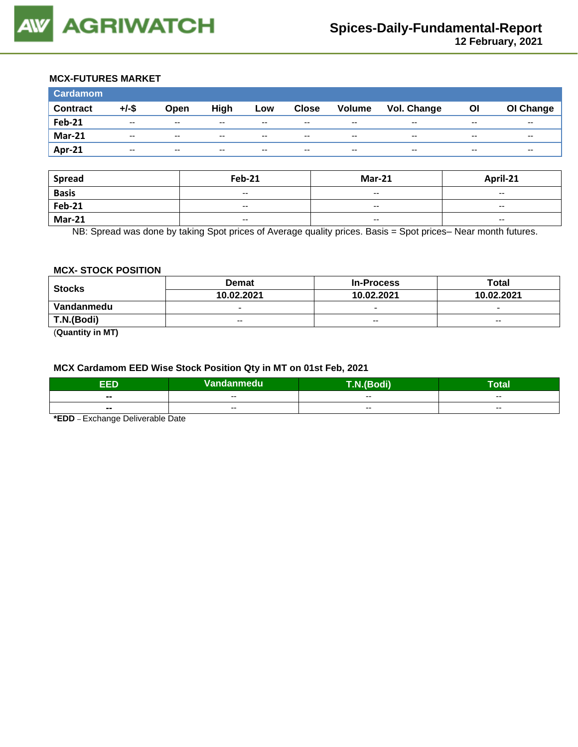## MCX-FUTURES MARKET

| Cardamom | | | | | | | | | |
|---|---|---|---|---|---|---|---|---|---|
| **Contract** | **+/-$** | **Open** | **High** | **Low** | **Close** | **Volume** | **Vol. Change** | **OI** | **OI Change** |
| **Feb-21** | -- | -- | -- | -- | -- | -- | -- | -- | -- |
| **Mar-21** | -- | -- | -- | -- | -- | -- | -- | -- | -- |
| **Apr-21** | -- | -- | -- | -- | -- | -- | -- | -- | -- |

| **Spread** | **Feb-21** | **Mar-21** | **April-21** |
|---|---|---|---|
| **Basis** | -- | -- | -- |
| **Feb-21** | -- | -- | -- |
| **Mar-21** | -- | -- | -- |

NB: Spread was done by taking Spot prices of Average quality prices. Basis = Spot prices– Near month futures.

## MCX- STOCK POSITION

| **Stocks** | **Demat** | **In-Process** | **Total** |
|---|---|---|---|
| | **10.02.2021** | **10.02.2021** | **10.02.2021** |
| **Vandanmedu** | - | - | - |
| **T.N.(Bodi)** | -- | -- | -- |

(**Quantity in MT)**

## MCX Cardamom EED Wise Stock Position Qty in MT on 01st Feb, 2021

| EED | Vandanmedu | T.N.(Bodi) | Total |
|---|---|---|---|
| **--** | -- | -- | -- |
| **--** | -- | -- | -- |

***EDD** – Exchange Deliverable Date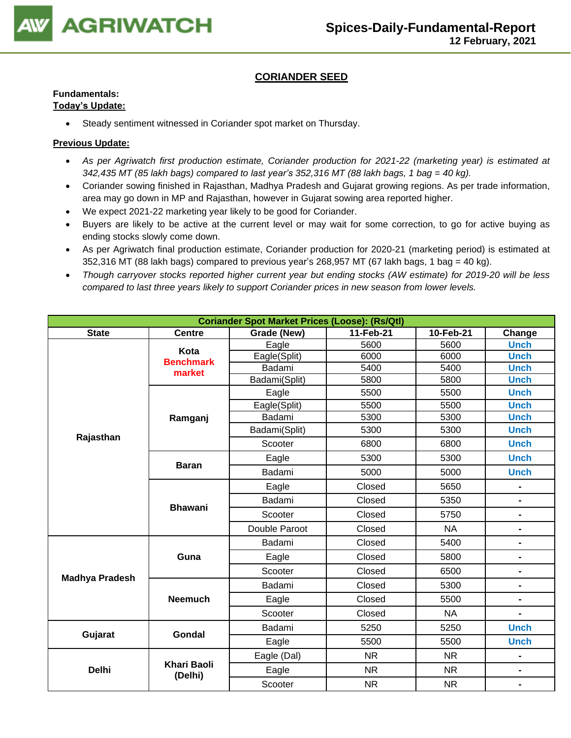## CORIANDER SEED

**Fundamentals:**

**Today's Update:**

- Steady sentiment witnessed in Coriander spot market on Thursday.

**Previous Update:**

- *As per Agriwatch first production estimate, Coriander production for 2021-22 (marketing year) is estimated at 342,435 MT (85 lakh bags) compared to last year's 352,316 MT (88 lakh bags, 1 bag = 40 kg).*
- Coriander sowing finished in Rajasthan, Madhya Pradesh and Gujarat growing regions. As per trade information, area may go down in MP and Rajasthan, however in Gujarat sowing area reported higher.
- We expect 2021-22 marketing year likely to be good for Coriander.
- Buyers are likely to be active at the current level or may wait for some correction, to go for active buying as ending stocks slowly come down.
- As per Agriwatch final production estimate, Coriander production for 2020-21 (marketing period) is estimated at 352,316 MT (88 lakh bags) compared to previous year's 268,957 MT (67 lakh bags, 1 bag = 40 kg).
- *Though carryover stocks reported higher current year but ending stocks (AW estimate) for 2019-20 will be less compared to last three years likely to support Coriander prices in new season from lower levels.*

| Coriander Spot Market Prices (Loose): (Rs/Qtl) | | | | | |
|---|---|---|---|---|---|
| **State** | **Centre** | **Grade (New)** | **11-Feb-21** | **10-Feb-21** | **Change** |
| **Rajasthan** | **Kota Benchmark market** | Eagle | 5600 | 5600 | Unch |
| | | Eagle(Split) | 6000 | 6000 | Unch |
| | | Badami | 5400 | 5400 | Unch |
| | | Badami(Split) | 5800 | 5800 | Unch |
| | **Ramganj** | Eagle | 5500 | 5500 | Unch |
| | | Eagle(Split) | 5500 | 5500 | Unch |
| | | Badami | 5300 | 5300 | Unch |
| | | Badami(Split) | 5300 | 5300 | Unch |
| | | Scooter | 6800 | 6800 | Unch |
| | **Baran** | Eagle | 5300 | 5300 | Unch |
| | | Badami | 5000 | 5000 | Unch |
| | **Bhawani** | Eagle | Closed | 5650 | - |
| | | Badami | Closed | 5350 | - |
| | | Scooter | Closed | 5750 | - |
| | | Double Paroot | Closed | NA | - |
| **Madhya Pradesh** | **Guna** | Badami | Closed | 5400 | - |
| | | Eagle | Closed | 5800 | - |
| | | Scooter | Closed | 6500 | - |
| | **Neemuch** | Badami | Closed | 5300 | - |
| | | Eagle | Closed | 5500 | - |
| | | Scooter | Closed | NA | - |
| **Gujarat** | **Gondal** | Badami | 5250 | 5250 | Unch |
| | | Eagle | 5500 | 5500 | Unch |
| **Delhi** | **Khari Baoli (Delhi)** | Eagle (Dal) | NR | NR | - |
| | | Eagle | NR | NR | - |
| | | Scooter | NR | NR | - |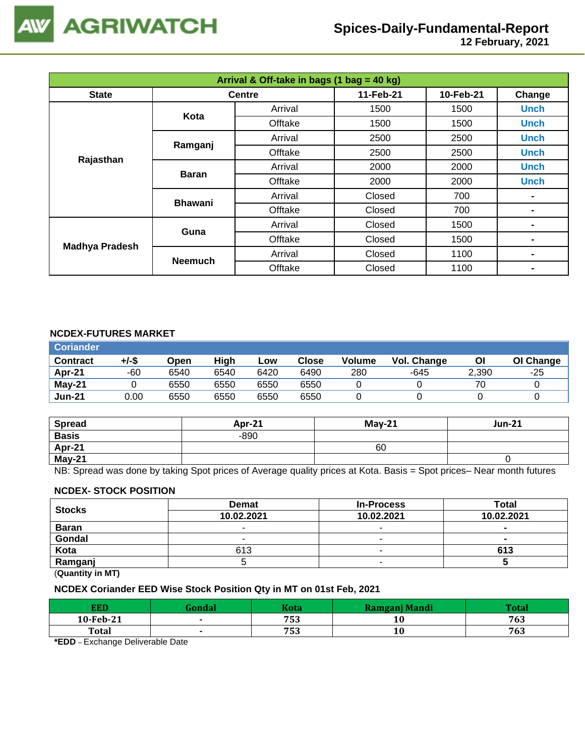## Arrival & Off-take in bags (1 bag = 40 kg)

| State | Centre | | 11-Feb-21 | 10-Feb-21 | Change |
|---|---|---|---|---|---|
| Rajasthan | Kota | Arrival | 1500 | 1500 | Unch |
| | | Offtake | 1500 | 1500 | Unch |
| | Ramganj | Arrival | 2500 | 2500 | Unch |
| | | Offtake | 2500 | 2500 | Unch |
| | Baran | Arrival | 2000 | 2000 | Unch |
| | | Offtake | 2000 | 2000 | Unch |
| | Bhawani | Arrival | Closed | 700 | - |
| | | Offtake | Closed | 700 | - |
| Madhya Pradesh | Guna | Arrival | Closed | 1500 | - |
| | | Offtake | Closed | 1500 | - |
| | Neemuch | Arrival | Closed | 1100 | - |
| | | Offtake | Closed | 1100 | - |

### NCDEX-FUTURES MARKET

**Coriander**

| Contract | +/-$ | Open | High | Low | Close | Volume | Vol. Change | OI | OI Change |
|---|---|---|---|---|---|---|---|---|---|
| Apr-21 | -60 | 6540 | 6540 | 6420 | 6490 | 280 | -645 | 2,390 | -25 |
| May-21 | 0 | 6550 | 6550 | 6550 | 6550 | 0 | 0 | 70 | 0 |
| Jun-21 | 0.00 | 6550 | 6550 | 6550 | 6550 | 0 | 0 | 0 | 0 |

| Spread | Apr-21 | May-21 | Jun-21 |
|---|---|---|---|
| Basis | -890 | | |
| Apr-21 | | 60 | |
| May-21 | | | 0 |

NB: Spread was done by taking Spot prices of Average quality prices at Kota. Basis = Spot prices– Near month futures

### NCDEX- STOCK POSITION

| Stocks | Demat | In-Process | Total |
|---|---|---|---|
| | 10.02.2021 | 10.02.2021 | 10.02.2021 |
| Baran | - | - | - |
| Gondal | - | - | - |
| Kota | 613 | - | 613 |
| Ramganj | 5 | - | 5 |

(Quantity in MT)

### NCDEX Coriander EED Wise Stock Position Qty in MT on 01st Feb, 2021

| EED | Gondal | Kota | Ramganj Mandi | Total |
|---|---|---|---|---|
| 10-Feb-21 | - | 753 | 10 | 763 |
| Total | - | 753 | 10 | 763 |

***EDD** – Exchange Deliverable Date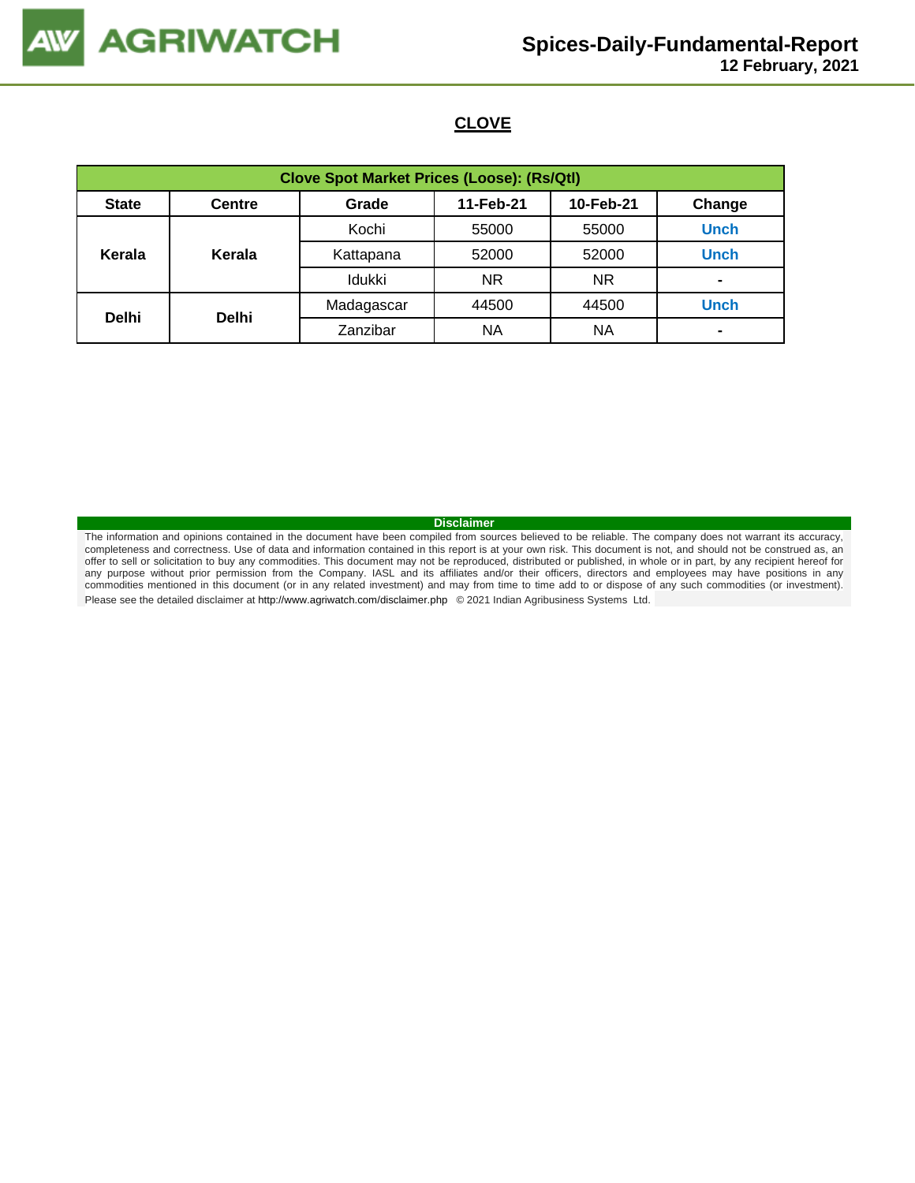## CLOVE

| Clove Spot Market Prices (Loose): (Rs/Qtl) | | | | | |
|---|---|---|---|---|---|
| **State** | **Centre** | **Grade** | **11-Feb-21** | **10-Feb-21** | **Change** |
| **Kerala** | **Kerala** | Kochi | 55000 | 55000 | **Unch** |
| | | Kattapana | 52000 | 52000 | **Unch** |
| | | Idukki | NR | NR | - |
| **Delhi** | **Delhi** | Madagascar | 44500 | 44500 | **Unch** |
| | | Zanzibar | NA | NA | - |

**Disclaimer**

The information and opinions contained in the document have been compiled from sources believed to be reliable. The company does not warrant its accuracy, completeness and correctness. Use of data and information contained in this report is at your own risk. This document is not, and should not be construed as, an offer to sell or solicitation to buy any commodities. This document may not be reproduced, distributed or published, in whole or in part, by any recipient hereof for any purpose without prior permission from the Company. IASL and its affiliates and/or their officers, directors and employees may have positions in any commodities mentioned in this document (or in any related investment) and may from time to time add to or dispose of any such commodities (or investment). Please see the detailed disclaimer at http://www.agriwatch.com/disclaimer.php © 2021 Indian Agribusiness Systems Ltd.